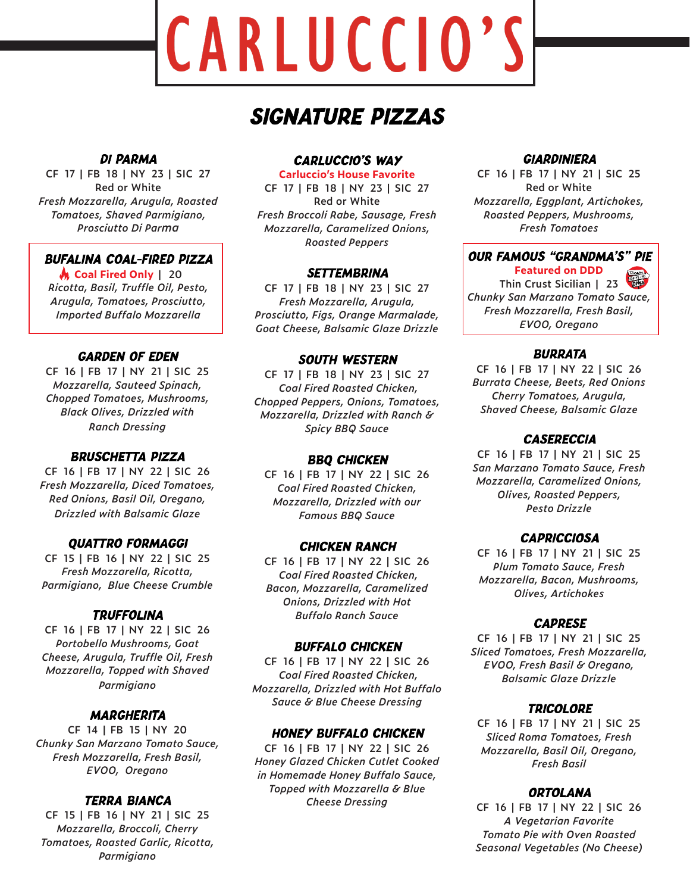# CARLUCCIO'S

## SIGNATURE PIZZAS

### DI PARMA
CF 17 | FB 18 | NY 23 | SIC 27
Red or White
*Fresh Mozzarella, Arugula, Roasted Tomatoes, Shaved Parmigiano, Prosciutto Di Parma*

### BUFALINA COAL-FIRED PIZZA
**Coal Fired Only** | 20
*Ricotta, Basil, Truffle Oil, Pesto, Arugula, Tomatoes, Prosciutto, Imported Buffalo Mozzarella*

### GARDEN OF EDEN
CF 16 | FB 17 | NY 21 | SIC 25
*Mozzarella, Sauteed Spinach, Chopped Tomatoes, Mushrooms, Black Olives, Drizzled with Ranch Dressing*

### BRUSCHETTA PIZZA
CF 16 | FB 17 | NY 22 | SIC 26
*Fresh Mozzarella, Diced Tomatoes, Red Onions, Basil Oil, Oregano, Drizzled with Balsamic Glaze*

### QUATTRO FORMAGGI
CF 15 | FB 16 | NY 22 | SIC 25
*Fresh Mozzarella, Ricotta, Parmigiano, Blue Cheese Crumble*

### TRUFFOLINA
CF 16 | FB 17 | NY 22 | SIC 26
*Portobello Mushrooms, Goat Cheese, Arugula, Truffle Oil, Fresh Mozzarella, Topped with Shaved Parmigiano*

### MARGHERITA
CF 14 | FB 15 | NY 20
*Chunky San Marzano Tomato Sauce, Fresh Mozzarella, Fresh Basil, EVOO, Oregano*

### TERRA BIANCA
CF 15 | FB 16 | NY 21 | SIC 25
*Mozzarella, Broccoli, Cherry Tomatoes, Roasted Garlic, Ricotta, Parmigiano*

### CARLUCCIO'S WAY
**Carluccio's House Favorite**
CF 17 | FB 18 | NY 23 | SIC 27
Red or White
*Fresh Broccoli Rabe, Sausage, Fresh Mozzarella, Caramelized Onions, Roasted Peppers*

### SETTEMBRINA
CF 17 | FB 18 | NY 23 | SIC 27
*Fresh Mozzarella, Arugula, Prosciutto, Figs, Orange Marmalade, Goat Cheese, Balsamic Glaze Drizzle*

### SOUTH WESTERN
CF 17 | FB 18 | NY 23 | SIC 27
*Coal Fired Roasted Chicken, Chopped Peppers, Onions, Tomatoes, Mozzarella, Drizzled with Ranch & Spicy BBQ Sauce*

### BBQ CHICKEN
CF 16 | FB 17 | NY 22 | SIC 26
*Coal Fired Roasted Chicken, Mozzarella, Drizzled with our Famous BBQ Sauce*

### CHICKEN RANCH
CF 16 | FB 17 | NY 22 | SIC 26
*Coal Fired Roasted Chicken, Bacon, Mozzarella, Caramelized Onions, Drizzled with Hot Buffalo Ranch Sauce*

### BUFFALO CHICKEN
CF 16 | FB 17 | NY 22 | SIC 26
*Coal Fired Roasted Chicken, Mozzarella, Drizzled with Hot Buffalo Sauce & Blue Cheese Dressing*

### HONEY BUFFALO CHICKEN
CF 16 | FB 17 | NY 22 | SIC 26
*Honey Glazed Chicken Cutlet Cooked in Homemade Honey Buffalo Sauce, Topped with Mozzarella & Blue Cheese Dressing*

### GIARDINIERA
CF 16 | FB 17 | NY 21 | SIC 25
Red or White
*Mozzarella, Eggplant, Artichokes, Roasted Peppers, Mushrooms, Fresh Tomatoes*

### OUR FAMOUS "GRANDMA'S" PIE
**Featured on DDD**
Thin Crust Sicilian | 23
*Chunky San Marzano Tomato Sauce, Fresh Mozzarella, Fresh Basil, EVOO, Oregano*

### BURRATA
CF 16 | FB 17 | NY 22 | SIC 26
*Burrata Cheese, Beets, Red Onions Cherry Tomatoes, Arugula, Shaved Cheese, Balsamic Glaze*

### CASERECCIA
CF 16 | FB 17 | NY 21 | SIC 25
*San Marzano Tomato Sauce, Fresh Mozzarella, Caramelized Onions, Olives, Roasted Peppers, Pesto Drizzle*

### CAPRICCIOSA
CF 16 | FB 17 | NY 21 | SIC 25
*Plum Tomato Sauce, Fresh Mozzarella, Bacon, Mushrooms, Olives, Artichokes*

### CAPRESE
CF 16 | FB 17 | NY 21 | SIC 25
*Sliced Tomatoes, Fresh Mozzarella, EVOO, Fresh Basil & Oregano, Balsamic Glaze Drizzle*

### TRICOLORE
CF 16 | FB 17 | NY 21 | SIC 25
*Sliced Roma Tomatoes, Fresh Mozzarella, Basil Oil, Oregano, Fresh Basil*

### ORTOLANA
CF 16 | FB 17 | NY 22 | SIC 26
*A Vegetarian Favorite Tomato Pie with Oven Roasted Seasonal Vegetables (No Cheese)*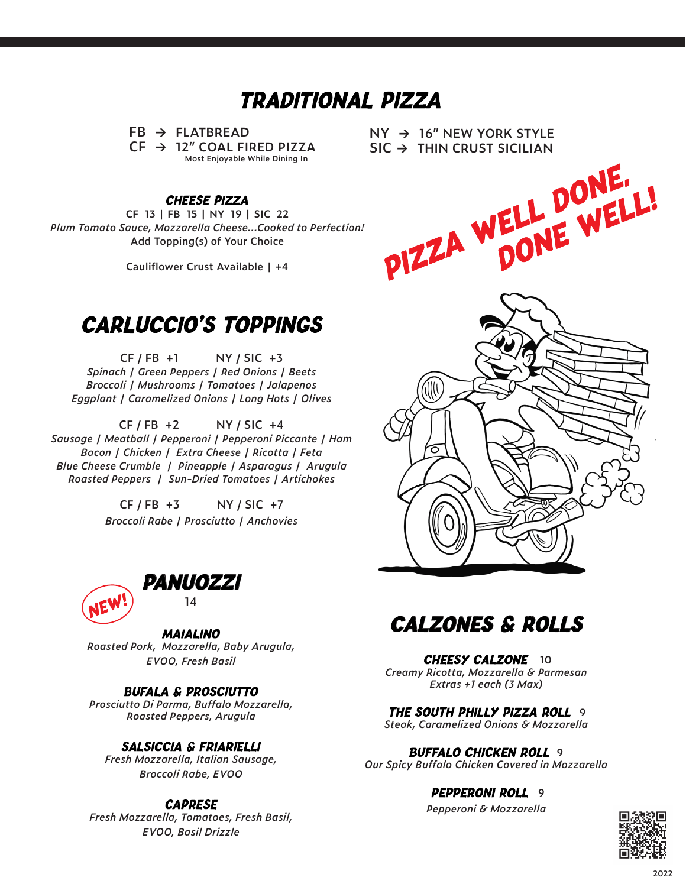# TRADITIONAL PIZZA

FB → FLATBREAD
CF → 12" COAL FIRED PIZZA
Most Enjoyable While Dining In

NY → 16" NEW YORK STYLE
SIC → THIN CRUST SICILIAN

PIZZA WELL DONE, DONE WELL!

### CHEESE PIZZA

CF 13 | FB 15 | NY 19 | SIC 22

*Plum Tomato Sauce, Mozzarella Cheese...Cooked to Perfection!*

Add Topping(s) of Your Choice

Cauliflower Crust Available | +4

## CARLUCCIO'S TOPPINGS

CF / FB +1 NY / SIC +3

*Spinach | Green Peppers | Red Onions | Beets*
*Broccoli | Mushrooms | Tomatoes | Jalapenos*
*Eggplant | Caramelized Onions | Long Hots | Olives*

CF / FB +2 NY / SIC +4

*Sausage | Meatball | Pepperoni | Pepperoni Piccante | Ham*
*Bacon | Chicken | Extra Cheese | Ricotta | Feta*
*Blue Cheese Crumble | Pineapple | Asparagus | Arugula*
*Roasted Peppers | Sun-Dried Tomatoes | Artichokes*

CF / FB +3 NY / SIC +7

*Broccoli Rabe | Prosciutto | Anchovies*

## NEW! PANUOZZI

14

### MAIALINO

*Roasted Pork, Mozzarella, Baby Arugula, EVOO, Fresh Basil*

### BUFALA & PROSCIUTTO

*Prosciutto Di Parma, Buffalo Mozzarella, Roasted Peppers, Arugula*

### SALSICCIA & FRIARIELLI

*Fresh Mozzarella, Italian Sausage, Broccoli Rabe, EVOO*

### CAPRESE

*Fresh Mozzarella, Tomatoes, Fresh Basil, EVOO, Basil Drizzle*

## CALZONES & ROLLS

### CHEESY CALZONE 10

*Creamy Ricotta, Mozzarella & Parmesan*
*Extras +1 each (3 Max)*

### THE SOUTH PHILLY PIZZA ROLL 9

*Steak, Caramelized Onions & Mozzarella*

### BUFFALO CHICKEN ROLL 9

*Our Spicy Buffalo Chicken Covered in Mozzarella*

### PEPPERONI ROLL 9

*Pepperoni & Mozzarella*

2022